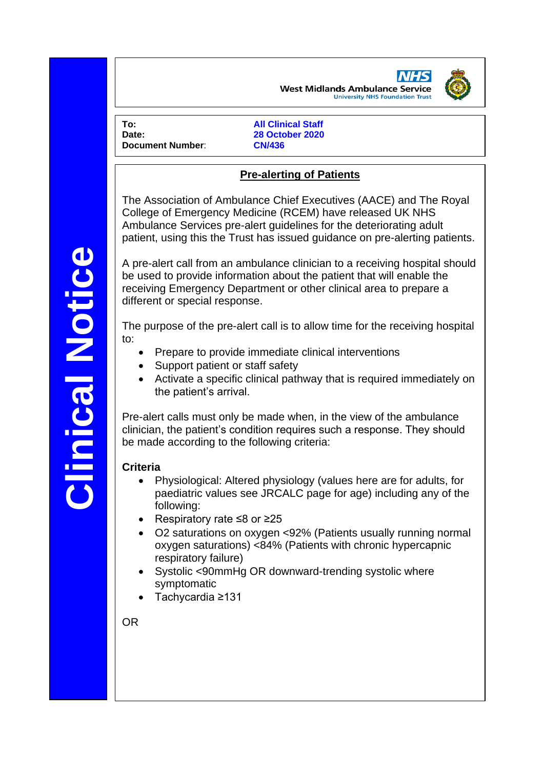**Clinical Notice**

West Midlands Ambulance Service
University NHS Foundation Trust

**To:** All Clinical Staff
**Date:** 28 October 2020
**Document Number**: CN/436

## Pre-alerting of Patients

The Association of Ambulance Chief Executives (AACE) and The Royal College of Emergency Medicine (RCEM) have released UK NHS Ambulance Services pre-alert guidelines for the deteriorating adult patient, using this the Trust has issued guidance on pre-alerting patients.

A pre-alert call from an ambulance clinician to a receiving hospital should be used to provide information about the patient that will enable the receiving Emergency Department or other clinical area to prepare a different or special response.

The purpose of the pre-alert call is to allow time for the receiving hospital to:

- Prepare to provide immediate clinical interventions
- Support patient or staff safety
- Activate a specific clinical pathway that is required immediately on the patient's arrival.

Pre-alert calls must only be made when, in the view of the ambulance clinician, the patient's condition requires such a response. They should be made according to the following criteria:

**Criteria**

- Physiological: Altered physiology (values here are for adults, for paediatric values see JRCALC page for age) including any of the following:
- Respiratory rate ≤8 or ≥25
- O2 saturations on oxygen <92% (Patients usually running normal oxygen saturations) <84% (Patients with chronic hypercapnic respiratory failure)
- Systolic <90mmHg OR downward-trending systolic where symptomatic
- Tachycardia ≥131

OR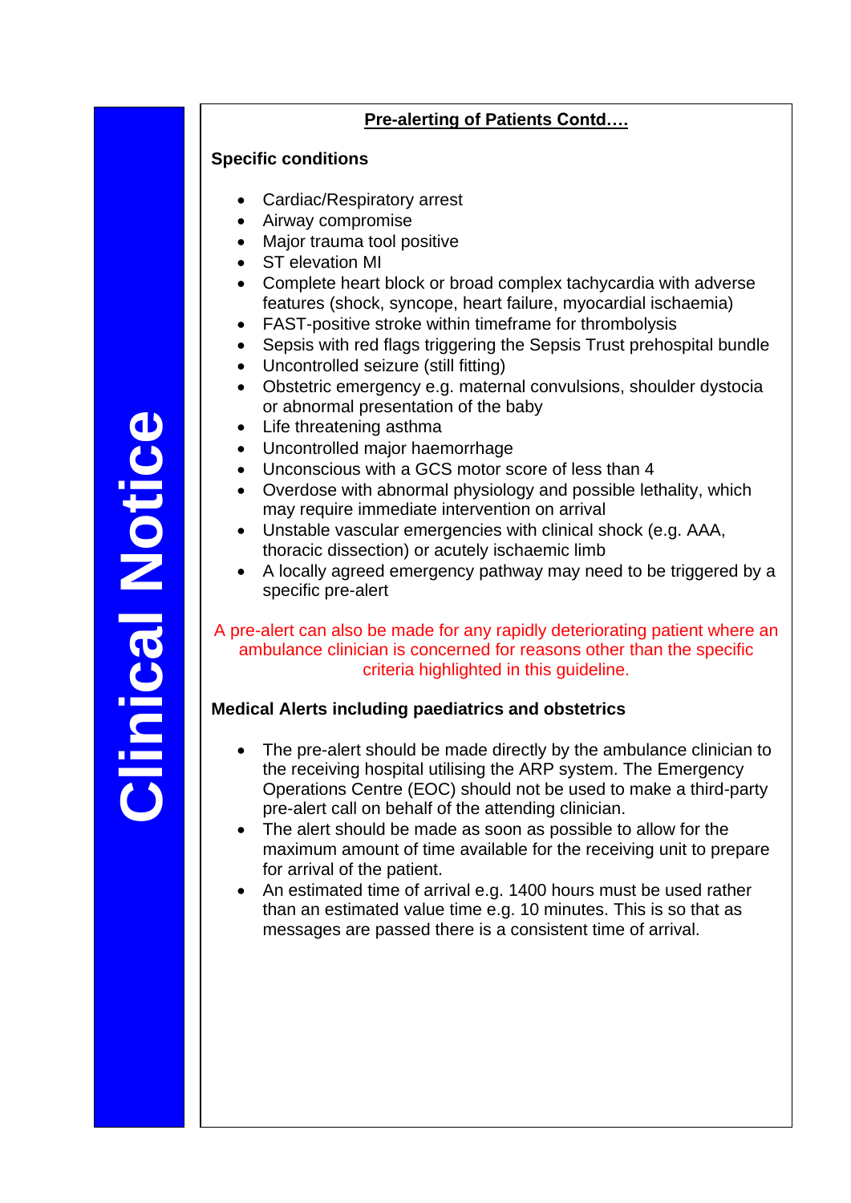Clinical Notice

## Pre-alerting of Patients Contd….

**Specific conditions**

- Cardiac/Respiratory arrest
- Airway compromise
- Major trauma tool positive
- ST elevation MI
- Complete heart block or broad complex tachycardia with adverse features (shock, syncope, heart failure, myocardial ischaemia)
- FAST-positive stroke within timeframe for thrombolysis
- Sepsis with red flags triggering the Sepsis Trust prehospital bundle
- Uncontrolled seizure (still fitting)
- Obstetric emergency e.g. maternal convulsions, shoulder dystocia or abnormal presentation of the baby
- Life threatening asthma
- Uncontrolled major haemorrhage
- Unconscious with a GCS motor score of less than 4
- Overdose with abnormal physiology and possible lethality, which may require immediate intervention on arrival
- Unstable vascular emergencies with clinical shock (e.g. AAA, thoracic dissection) or acutely ischaemic limb
- A locally agreed emergency pathway may need to be triggered by a specific pre-alert

A pre-alert can also be made for any rapidly deteriorating patient where an ambulance clinician is concerned for reasons other than the specific criteria highlighted in this guideline.

**Medical Alerts including paediatrics and obstetrics**

- The pre-alert should be made directly by the ambulance clinician to the receiving hospital utilising the ARP system. The Emergency Operations Centre (EOC) should not be used to make a third-party pre-alert call on behalf of the attending clinician.
- The alert should be made as soon as possible to allow for the maximum amount of time available for the receiving unit to prepare for arrival of the patient.
- An estimated time of arrival e.g. 1400 hours must be used rather than an estimated value time e.g. 10 minutes. This is so that as messages are passed there is a consistent time of arrival.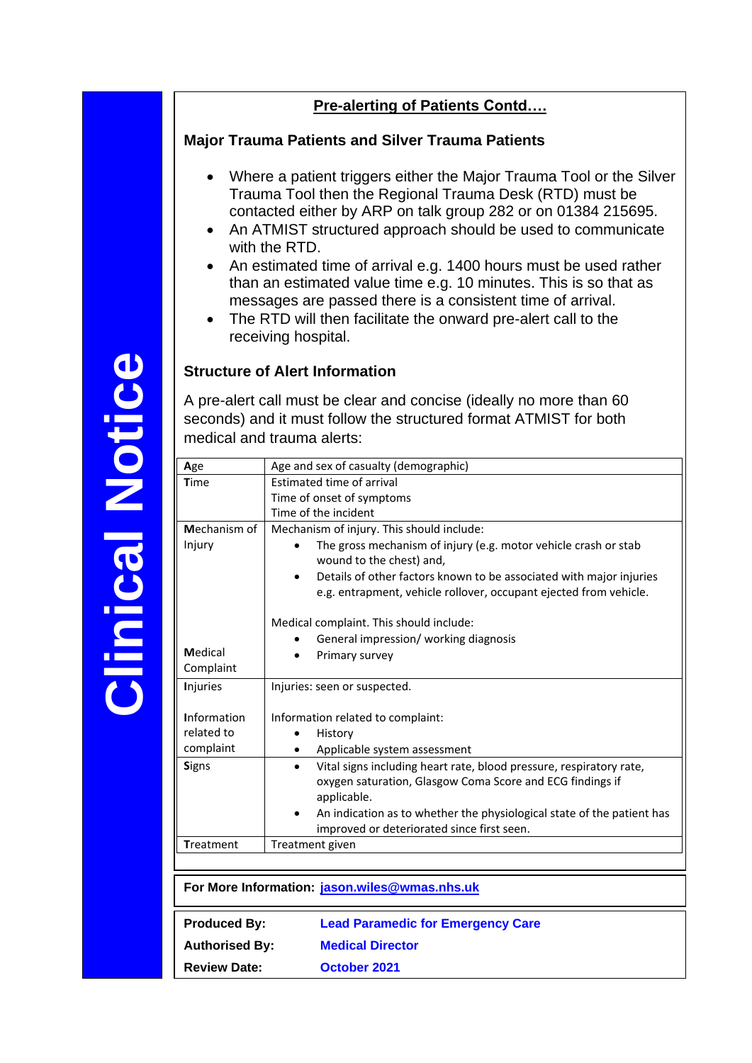Clinical Notice

## Pre-alerting of Patients Contd….

### Major Trauma Patients and Silver Trauma Patients

- Where a patient triggers either the Major Trauma Tool or the Silver Trauma Tool then the Regional Trauma Desk (RTD) must be contacted either by ARP on talk group 282 or on 01384 215695.
- An ATMIST structured approach should be used to communicate with the RTD.
- An estimated time of arrival e.g. 1400 hours must be used rather than an estimated value time e.g. 10 minutes. This is so that as messages are passed there is a consistent time of arrival.
- The RTD will then facilitate the onward pre-alert call to the receiving hospital.

### Structure of Alert Information

A pre-alert call must be clear and concise (ideally no more than 60 seconds) and it must follow the structured format ATMIST for both medical and trauma alerts:

| | |
|---|---|
| **A**ge | Age and sex of casualty (demographic) |
| **T**ime | Estimated time of arrival<br>Time of onset of symptoms<br>Time of the incident |
| **M**echanism of Injury<br><br>**M**edical Complaint | Mechanism of injury. This should include:<br>• The gross mechanism of injury (e.g. motor vehicle crash or stab wound to the chest) and,<br>• Details of other factors known to be associated with major injuries e.g. entrapment, vehicle rollover, occupant ejected from vehicle.<br><br>Medical complaint. This should include:<br>• General impression/ working diagnosis<br>• Primary survey |
| **I**njuries<br><br>**I**nformation related to complaint | Injuries: seen or suspected.<br><br>Information related to complaint:<br>• History<br>• Applicable system assessment |
| **S**igns | • Vital signs including heart rate, blood pressure, respiratory rate, oxygen saturation, Glasgow Coma Score and ECG findings if applicable.<br>• An indication as to whether the physiological state of the patient has improved or deteriorated since first seen. |
| **T**reatment | Treatment given |

**For More Information:** jason.wiles@wmas.nhs.uk

| | |
|---|---|
| **Produced By:** | **Lead Paramedic for Emergency Care** |
| **Authorised By:** | **Medical Director** |
| **Review Date:** | **October 2021** |